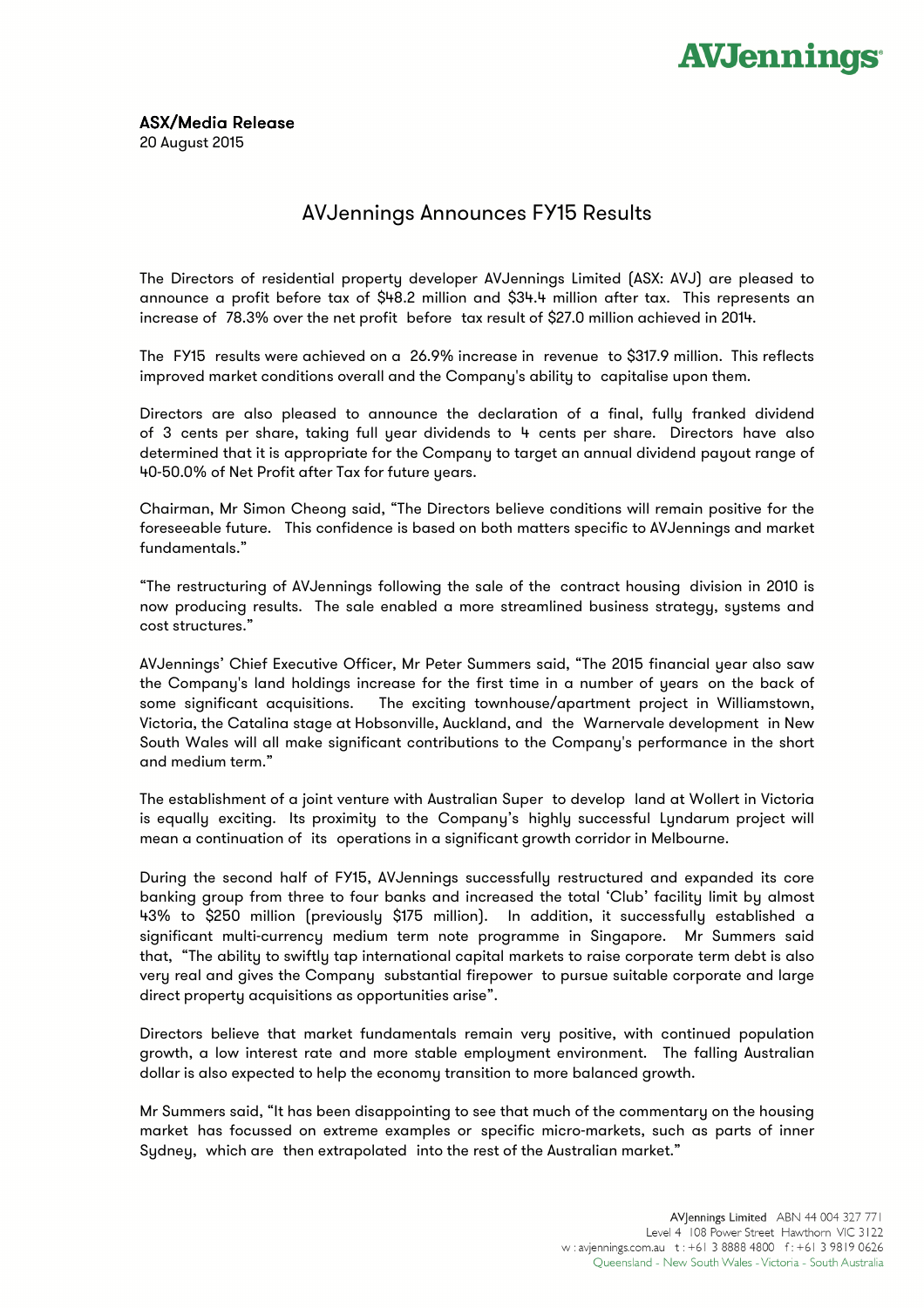**ASX/Media Release**
20 August 2015

# AVJennings Announces FY15 Results

The Directors of residential property developer AVJennings Limited (ASX: AVJ) are pleased to announce a profit before tax of $48.2 million and $34.4 million after tax. This represents an increase of 78.3% over the net profit before tax result of $27.0 million achieved in 2014.

The FY15 results were achieved on a 26.9% increase in revenue to $317.9 million. This reflects improved market conditions overall and the Company's ability to capitalise upon them.

Directors are also pleased to announce the declaration of a final, fully franked dividend of 3 cents per share, taking full year dividends to 4 cents per share. Directors have also determined that it is appropriate for the Company to target an annual dividend payout range of 40-50.0% of Net Profit after Tax for future years.

Chairman, Mr Simon Cheong said, "The Directors believe conditions will remain positive for the foreseeable future. This confidence is based on both matters specific to AVJennings and market fundamentals."

"The restructuring of AVJennings following the sale of the contract housing division in 2010 is now producing results. The sale enabled a more streamlined business strategy, systems and cost structures."

AVJennings' Chief Executive Officer, Mr Peter Summers said, "The 2015 financial year also saw the Company's land holdings increase for the first time in a number of years on the back of some significant acquisitions. The exciting townhouse/apartment project in Williamstown, Victoria, the Catalina stage at Hobsonville, Auckland, and the Warnervale development in New South Wales will all make significant contributions to the Company's performance in the short and medium term."

The establishment of a joint venture with Australian Super to develop land at Wollert in Victoria is equally exciting. Its proximity to the Company's highly successful Lyndarum project will mean a continuation of its operations in a significant growth corridor in Melbourne.

During the second half of FY15, AVJennings successfully restructured and expanded its core banking group from three to four banks and increased the total 'Club' facility limit by almost 43% to $250 million (previously $175 million). In addition, it successfully established a significant multi-currency medium term note programme in Singapore. Mr Summers said that, "The ability to swiftly tap international capital markets to raise corporate term debt is also very real and gives the Company substantial firepower to pursue suitable corporate and large direct property acquisitions as opportunities arise".

Directors believe that market fundamentals remain very positive, with continued population growth, a low interest rate and more stable employment environment. The falling Australian dollar is also expected to help the economy transition to more balanced growth.

Mr Summers said, "It has been disappointing to see that much of the commentary on the housing market has focussed on extreme examples or specific micro-markets, such as parts of inner Sydney, which are then extrapolated into the rest of the Australian market."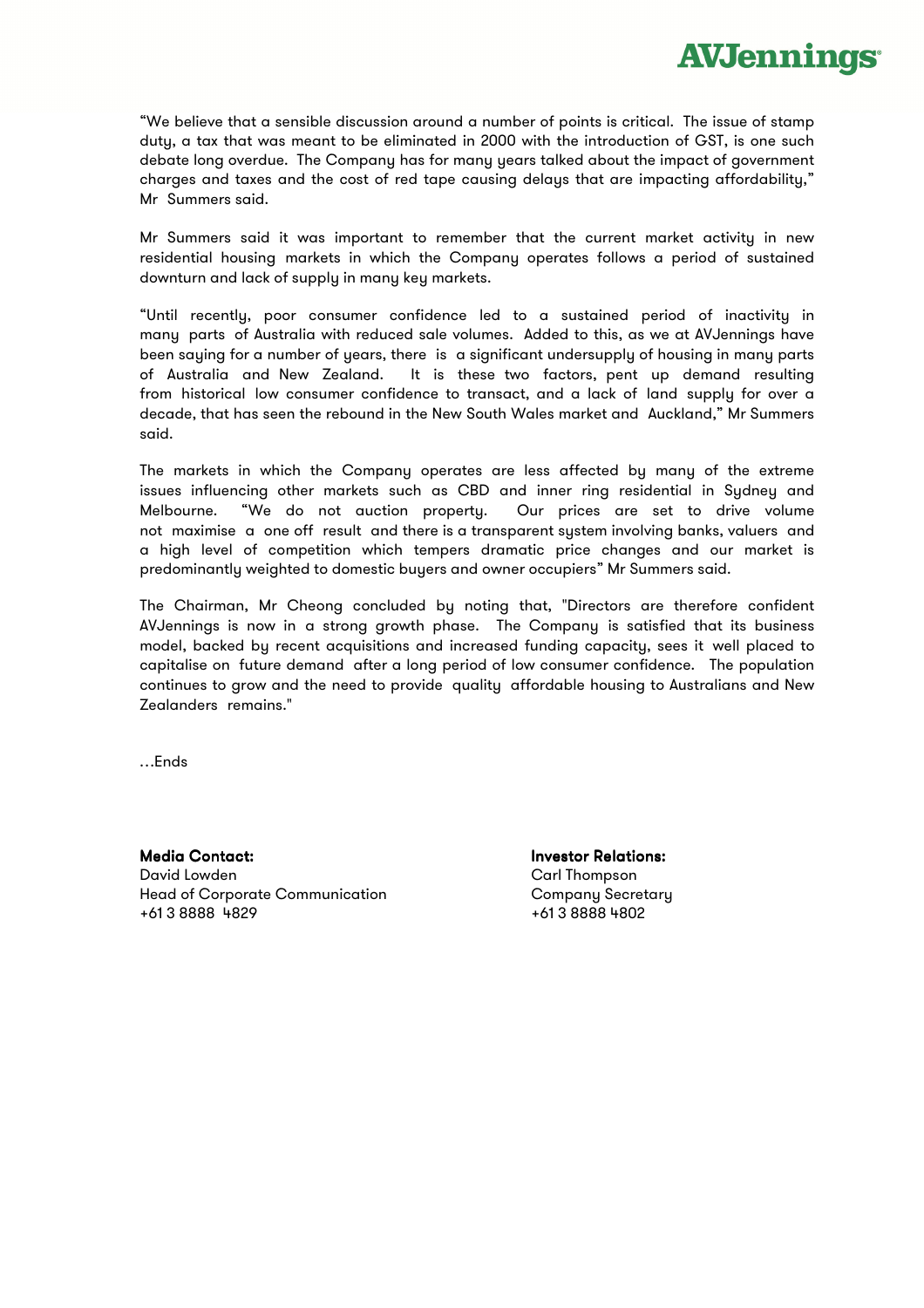"We believe that a sensible discussion around a number of points is critical. The issue of stamp duty, a tax that was meant to be eliminated in 2000 with the introduction of GST, is one such debate long overdue. The Company has for many years talked about the impact of government charges and taxes and the cost of red tape causing delays that are impacting affordability," Mr Summers said.

Mr Summers said it was important to remember that the current market activity in new residential housing markets in which the Company operates follows a period of sustained downturn and lack of supply in many key markets.

"Until recently, poor consumer confidence led to a sustained period of inactivity in many parts of Australia with reduced sale volumes. Added to this, as we at AVJennings have been saying for a number of years, there is a significant undersupply of housing in many parts of Australia and New Zealand. It is these two factors, pent up demand resulting from historical low consumer confidence to transact, and a lack of land supply for over a decade, that has seen the rebound in the New South Wales market and Auckland," Mr Summers said.

The markets in which the Company operates are less affected by many of the extreme issues influencing other markets such as CBD and inner ring residential in Sydney and Melbourne. "We do not auction property. Our prices are set to drive volume not maximise a one off result and there is a transparent system involving banks, valuers and a high level of competition which tempers dramatic price changes and our market is predominantly weighted to domestic buyers and owner occupiers" Mr Summers said.

The Chairman, Mr Cheong concluded by noting that, "Directors are therefore confident AVJennings is now in a strong growth phase. The Company is satisfied that its business model, backed by recent acquisitions and increased funding capacity, sees it well placed to capitalise on future demand after a long period of low consumer confidence. The population continues to grow and the need to provide quality affordable housing to Australians and New Zealanders remains."

…Ends

**Media Contact:**
David Lowden
Head of Corporate Communication
+61 3 8888 4829

**Investor Relations:**
Carl Thompson
Company Secretary
+61 3 8888 4802